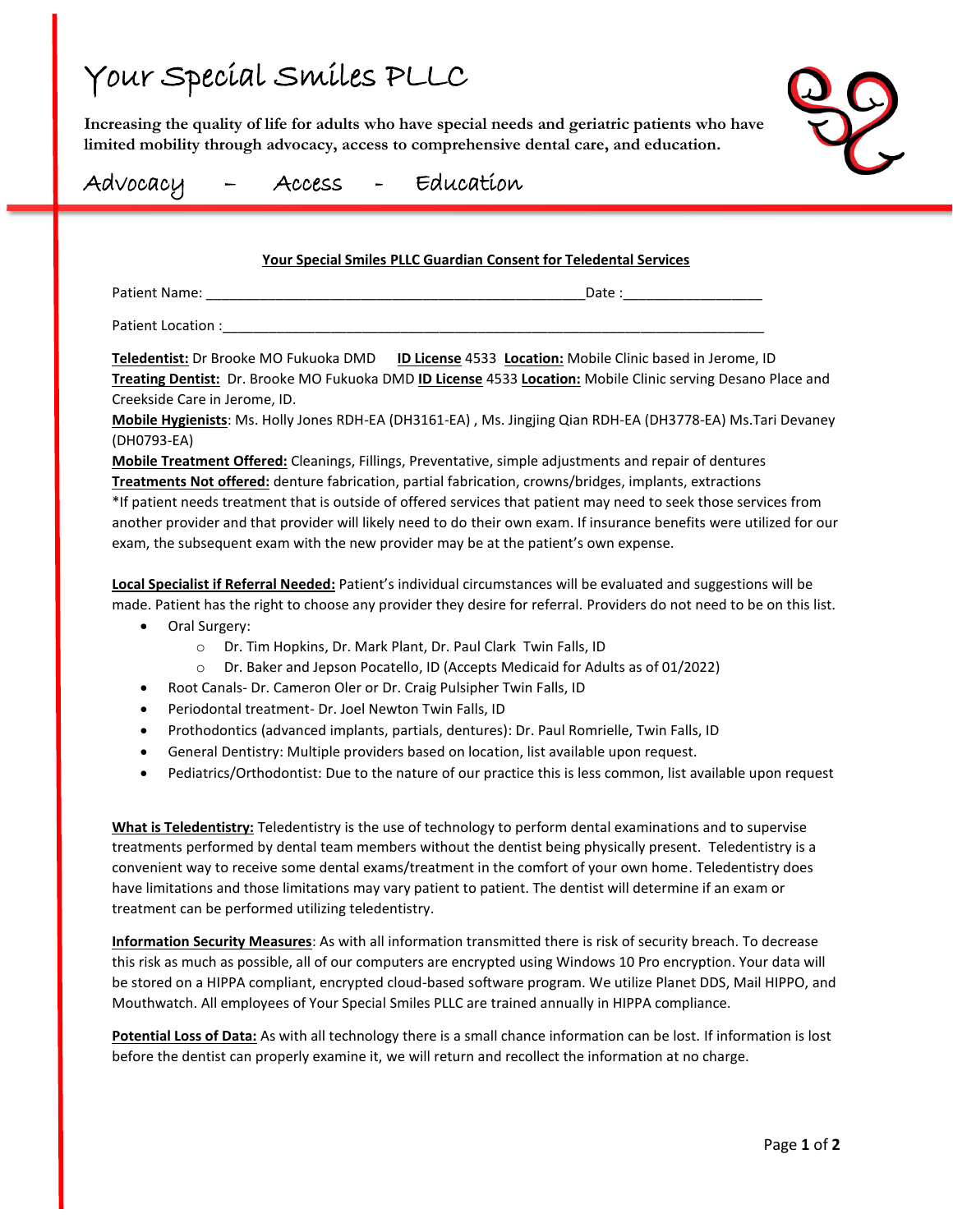# Your Special Smiles PLLC

**Increasing the quality of life for adults who have special needs and geriatric patients who have limited mobility through advocacy, access to comprehensive dental care, and education.**

Advocacy – Access - Education

## Your Special Smiles PLLC Guardian Consent for Teledental Services

Patient Name: ______________________________________________Date :_________________

Patient Location :_____________________________________________________________________

**Teledentist:** Dr Brooke MO Fukuoka DMD **ID License** 4533 **Location:** Mobile Clinic based in Jerome, ID
**Treating Dentist:** Dr. Brooke MO Fukuoka DMD **ID License** 4533 **Location:** Mobile Clinic serving Desano Place and Creekside Care in Jerome, ID.
**Mobile Hygienists**: Ms. Holly Jones RDH-EA (DH3161-EA) , Ms. Jingjing Qian RDH-EA (DH3778-EA) Ms.Tari Devaney (DH0793-EA)
**Mobile Treatment Offered:** Cleanings, Fillings, Preventative, simple adjustments and repair of dentures
**Treatments Not offered:** denture fabrication, partial fabrication, crowns/bridges, implants, extractions
*If patient needs treatment that is outside of offered services that patient may need to seek those services from another provider and that provider will likely need to do their own exam. If insurance benefits were utilized for our exam, the subsequent exam with the new provider may be at the patient's own expense.

**Local Specialist if Referral Needed:** Patient's individual circumstances will be evaluated and suggestions will be made. Patient has the right to choose any provider they desire for referral. Providers do not need to be on this list.

- Oral Surgery:
  - Dr. Tim Hopkins, Dr. Mark Plant, Dr. Paul Clark Twin Falls, ID
  - Dr. Baker and Jepson Pocatello, ID (Accepts Medicaid for Adults as of 01/2022)
- Root Canals- Dr. Cameron Oler or Dr. Craig Pulsipher Twin Falls, ID
- Periodontal treatment- Dr. Joel Newton Twin Falls, ID
- Prothodontics (advanced implants, partials, dentures): Dr. Paul Romrielle, Twin Falls, ID
- General Dentistry: Multiple providers based on location, list available upon request.
- Pediatrics/Orthodontist: Due to the nature of our practice this is less common, list available upon request

**What is Teledentistry:** Teledentistry is the use of technology to perform dental examinations and to supervise treatments performed by dental team members without the dentist being physically present. Teledentistry is a convenient way to receive some dental exams/treatment in the comfort of your own home. Teledentistry does have limitations and those limitations may vary patient to patient. The dentist will determine if an exam or treatment can be performed utilizing teledentistry.

**Information Security Measures**: As with all information transmitted there is risk of security breach. To decrease this risk as much as possible, all of our computers are encrypted using Windows 10 Pro encryption. Your data will be stored on a HIPPA compliant, encrypted cloud-based software program. We utilize Planet DDS, Mail HIPPO, and Mouthwatch. All employees of Your Special Smiles PLLC are trained annually in HIPPA compliance.

**Potential Loss of Data:** As with all technology there is a small chance information can be lost. If information is lost before the dentist can properly examine it, we will return and recollect the information at no charge.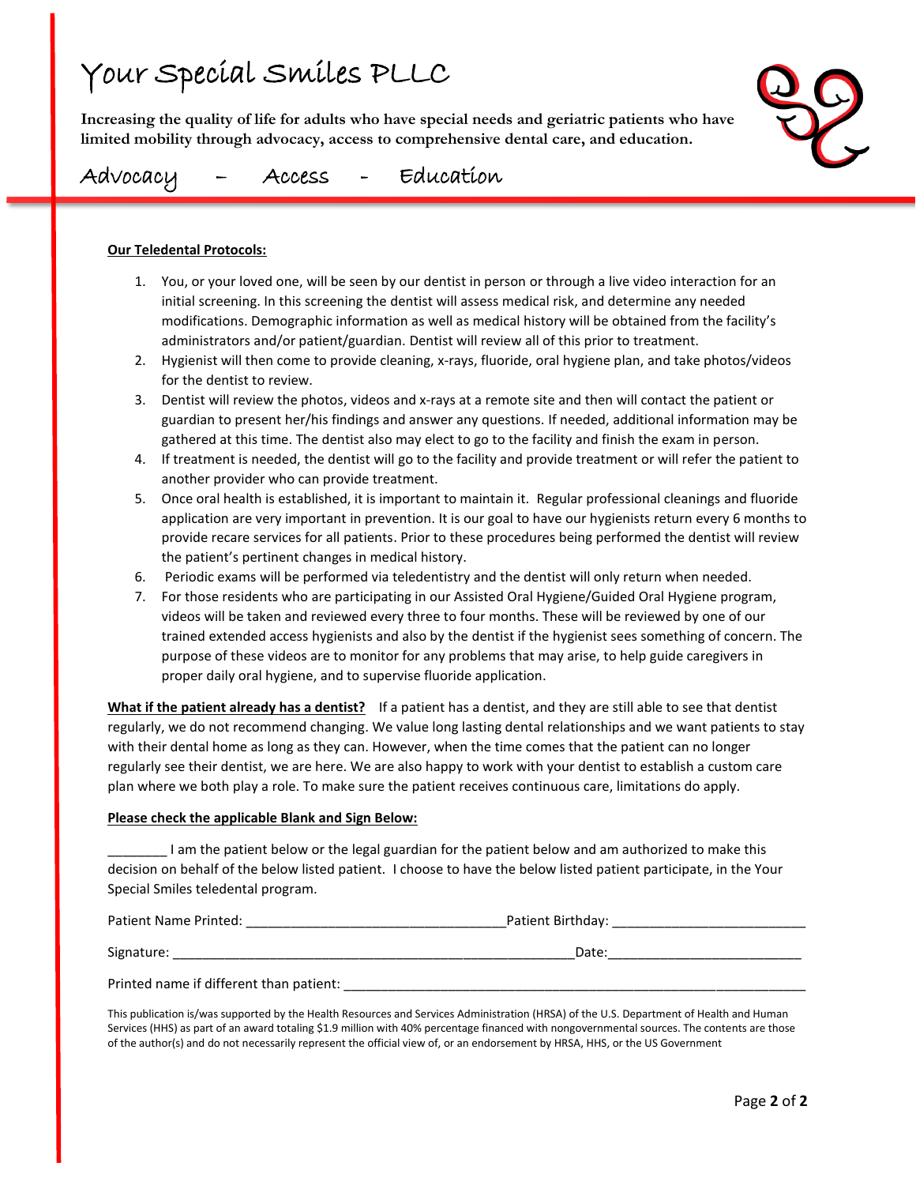# Your Special Smiles PLLC

**Increasing the quality of life for adults who have special needs and geriatric patients who have limited mobility through advocacy, access to comprehensive dental care, and education.**

Advocacy – Access – Education

**Our Teledental Protocols:**

1. You, or your loved one, will be seen by our dentist in person or through a live video interaction for an initial screening. In this screening the dentist will assess medical risk, and determine any needed modifications. Demographic information as well as medical history will be obtained from the facility's administrators and/or patient/guardian. Dentist will review all of this prior to treatment.
2. Hygienist will then come to provide cleaning, x-rays, fluoride, oral hygiene plan, and take photos/videos for the dentist to review.
3. Dentist will review the photos, videos and x-rays at a remote site and then will contact the patient or guardian to present her/his findings and answer any questions. If needed, additional information may be gathered at this time. The dentist also may elect to go to the facility and finish the exam in person.
4. If treatment is needed, the dentist will go to the facility and provide treatment or will refer the patient to another provider who can provide treatment.
5. Once oral health is established, it is important to maintain it. Regular professional cleanings and fluoride application are very important in prevention. It is our goal to have our hygienists return every 6 months to provide recare services for all patients. Prior to these procedures being performed the dentist will review the patient's pertinent changes in medical history.
6. Periodic exams will be performed via teledentistry and the dentist will only return when needed.
7. For those residents who are participating in our Assisted Oral Hygiene/Guided Oral Hygiene program, videos will be taken and reviewed every three to four months. These will be reviewed by one of our trained extended access hygienists and also by the dentist if the hygienist sees something of concern. The purpose of these videos are to monitor for any problems that may arise, to help guide caregivers in proper daily oral hygiene, and to supervise fluoride application.

**What if the patient already has a dentist?** If a patient has a dentist, and they are still able to see that dentist regularly, we do not recommend changing. We value long lasting dental relationships and we want patients to stay with their dental home as long as they can. However, when the time comes that the patient can no longer regularly see their dentist, we are here. We are also happy to work with your dentist to establish a custom care plan where we both play a role. To make sure the patient receives continuous care, limitations do apply.

**Please check the applicable Blank and Sign Below:**

________ I am the patient below or the legal guardian for the patient below and am authorized to make this decision on behalf of the below listed patient. I choose to have the below listed patient participate, in the Your Special Smiles teledental program.

Patient Name Printed: __________________________________ Patient Birthday: _________________________

Signature: ____________________________________________________ Date: _________________________

Printed name if different than patient: _________________________________________________________

This publication is/was supported by the Health Resources and Services Administration (HRSA) of the U.S. Department of Health and Human Services (HHS) as part of an award totaling $1.9 million with 40% percentage financed with nongovernmental sources. The contents are those of the author(s) and do not necessarily represent the official view of, or an endorsement by HRSA, HHS, or the US Government